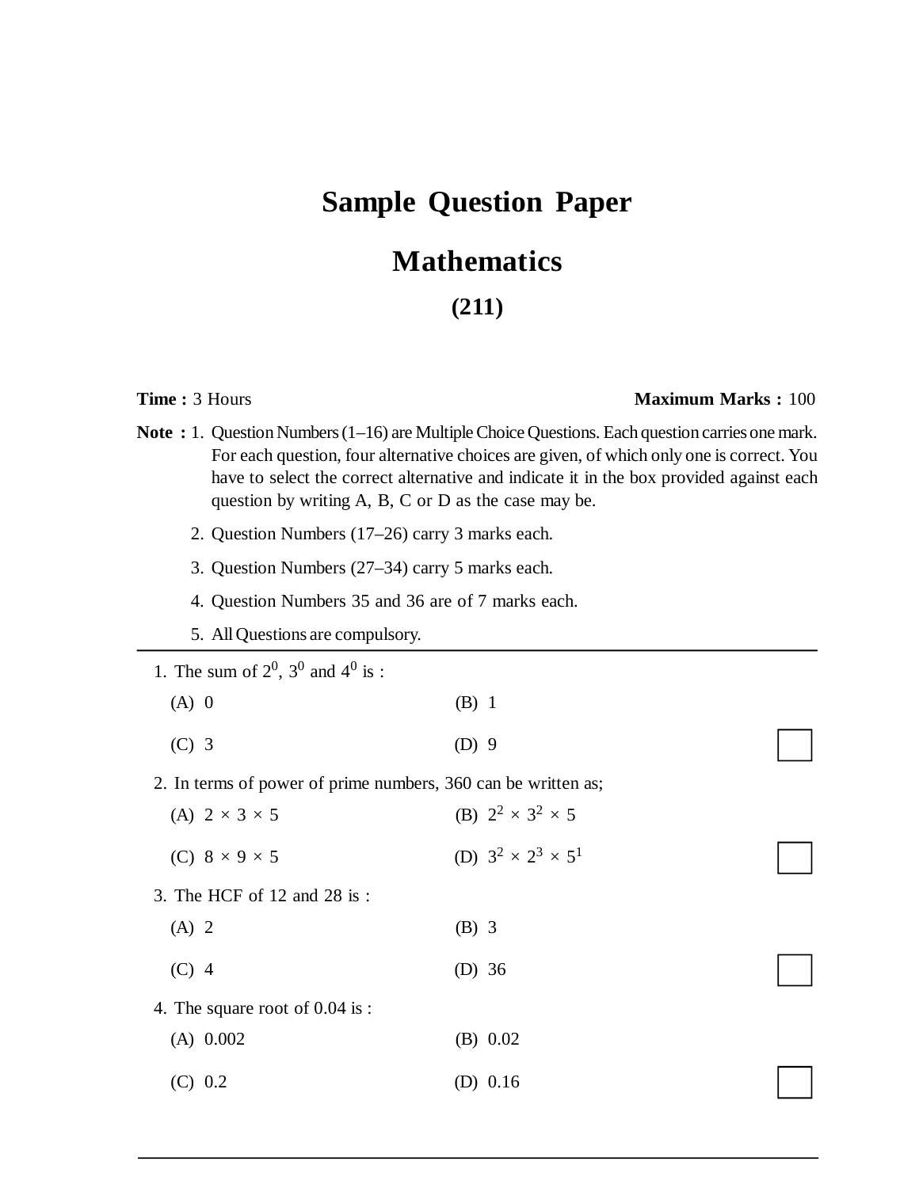# Sample Question Paper

# Mathematics

## (211)

**Time :** 3 Hours **Maximum Marks :** 100

**Note :**
1. Question Numbers (1–16) are Multiple Choice Questions. Each question carries one mark. For each question, four alternative choices are given, of which only one is correct. You have to select the correct alternative and indicate it in the box provided against each question by writing A, B, C or D as the case may be.
2. Question Numbers (17–26) carry 3 marks each.
3. Question Numbers (27–34) carry 5 marks each.
4. Question Numbers 35 and 36 are of 7 marks each.
5. All Questions are compulsory.

---

1. The sum of $2^0$, $3^0$ and $4^0$ is :

   (A) 0 (B) 1

   (C) 3 (D) 9

2. In terms of power of prime numbers, 360 can be written as;

   (A) $2 \times 3 \times 5$ (B) $2^2 \times 3^2 \times 5$

   (C) $8 \times 9 \times 5$ (D) $3^2 \times 2^3 \times 5^1$

3. The HCF of 12 and 28 is :

   (A) 2 (B) 3

   (C) 4 (D) 36

4. The square root of 0.04 is :

   (A) 0.002 (B) 0.02

   (C) 0.2 (D) 0.16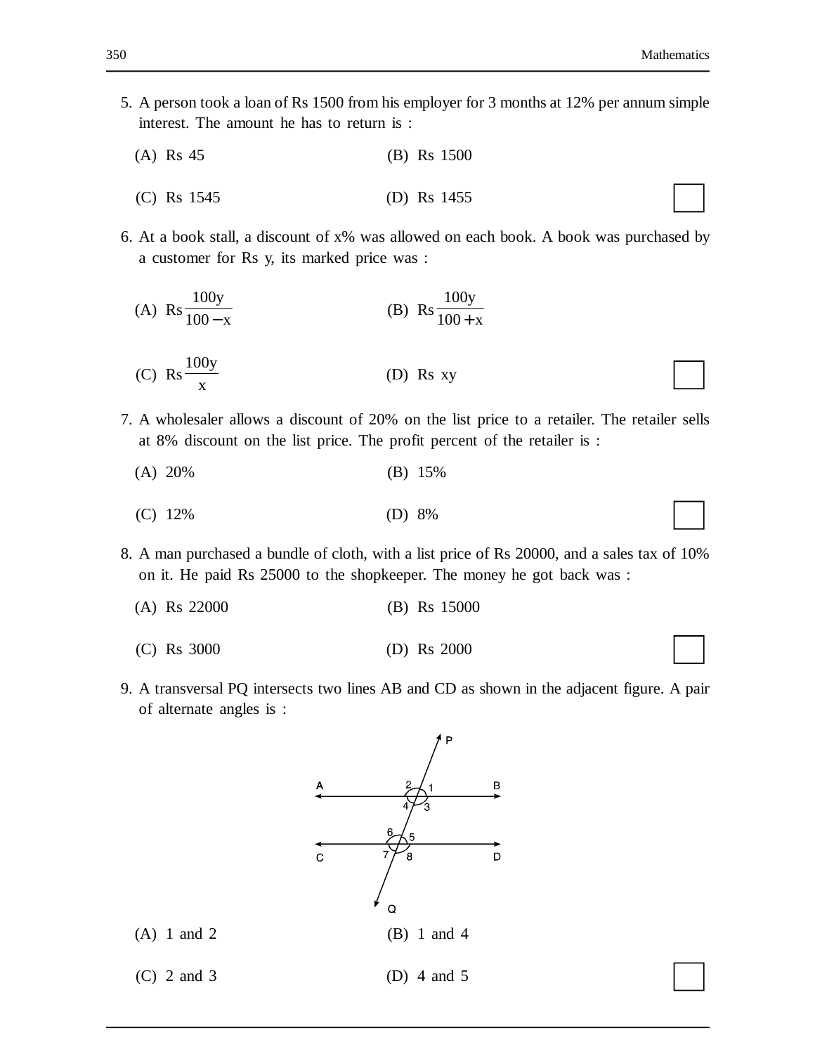5. A person took a loan of Rs 1500 from his employer for 3 months at 12% per annum simple interest. The amount he has to return is :

   (A) Rs 45 (B) Rs 1500

   (C) Rs 1545 (D) Rs 1455

6. At a book stall, a discount of x% was allowed on each book. A book was purchased by a customer for Rs y, its marked price was :

   (A) Rs $\frac{100y}{100-x}$ (B) Rs $\frac{100y}{100+x}$

   (C) Rs $\frac{100y}{x}$ (D) Rs xy

7. A wholesaler allows a discount of 20% on the list price to a retailer. The retailer sells at 8% discount on the list price. The profit percent of the retailer is :

   (A) 20% (B) 15%

   (C) 12% (D) 8%

8. A man purchased a bundle of cloth, with a list price of Rs 20000, and a sales tax of 10% on it. He paid Rs 25000 to the shopkeeper. The money he got back was :

   (A) Rs 22000 (B) Rs 15000

   (C) Rs 3000 (D) Rs 2000

9. A transversal PQ intersects two lines AB and CD as shown in the adjacent figure. A pair of alternate angles is :

   (A) 1 and 2 (B) 1 and 4

   (C) 2 and 3 (D) 4 and 5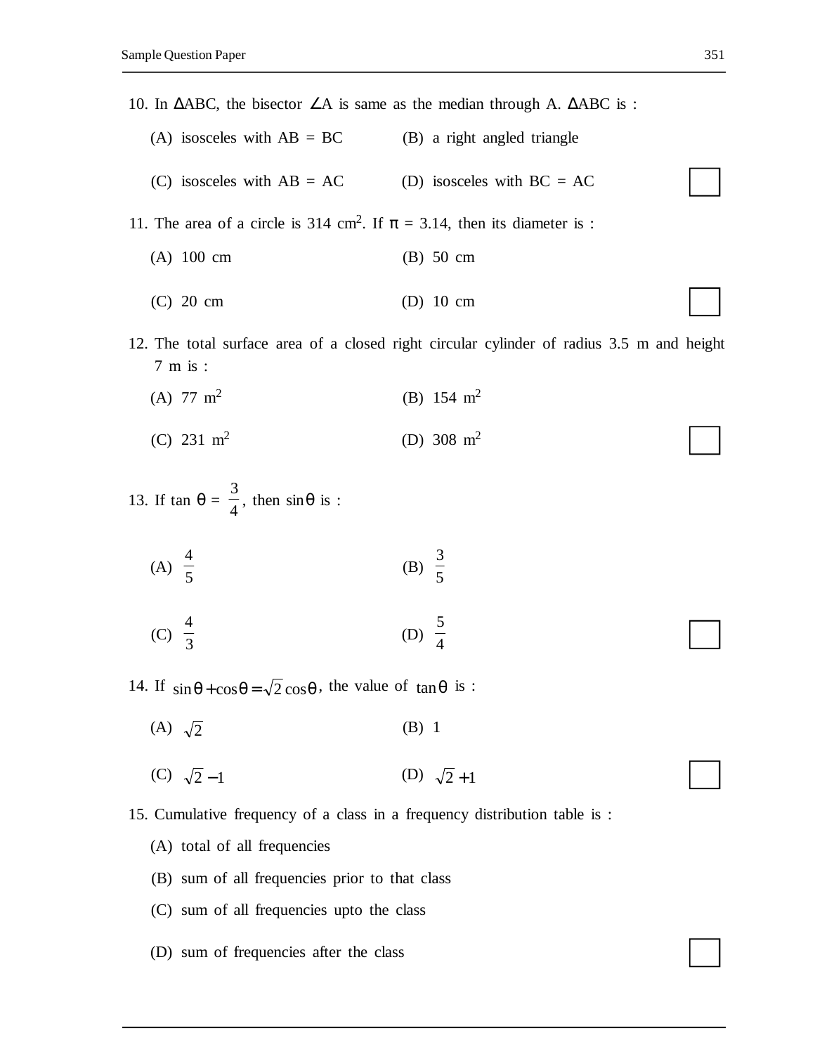10. In $\Delta ABC$, the bisector $\angle A$ is same as the median through A. $\Delta ABC$ is :

(A) isosceles with AB = BC (B) a right angled triangle

(C) isosceles with AB = AC (D) isosceles with BC = AC

11. The area of a circle is 314 $cm^2$. If $\pi$ = 3.14, then its diameter is :

(A) 100 cm (B) 50 cm

(C) 20 cm (D) 10 cm

12. The total surface area of a closed right circular cylinder of radius 3.5 m and height 7 m is :

(A) 77 $m^2$ (B) 154 $m^2$

(C) 231 $m^2$ (D) 308 $m^2$

13. If $\tan\theta = \frac{3}{4}$, then $\sin\theta$ is :

(A) $\frac{4}{5}$ (B) $\frac{3}{5}$

(C) $\frac{4}{3}$ (D) $\frac{5}{4}$

14. If $\sin\theta + \cos\theta = \sqrt{2}\cos\theta$, the value of $\tan\theta$ is :

(A) $\sqrt{2}$ (B) 1

(C) $\sqrt{2} - 1$ (D) $\sqrt{2} + 1$

15. Cumulative frequency of a class in a frequency distribution table is :

(A) total of all frequencies

(B) sum of all frequencies prior to that class

(C) sum of all frequencies upto the class

(D) sum of frequencies after the class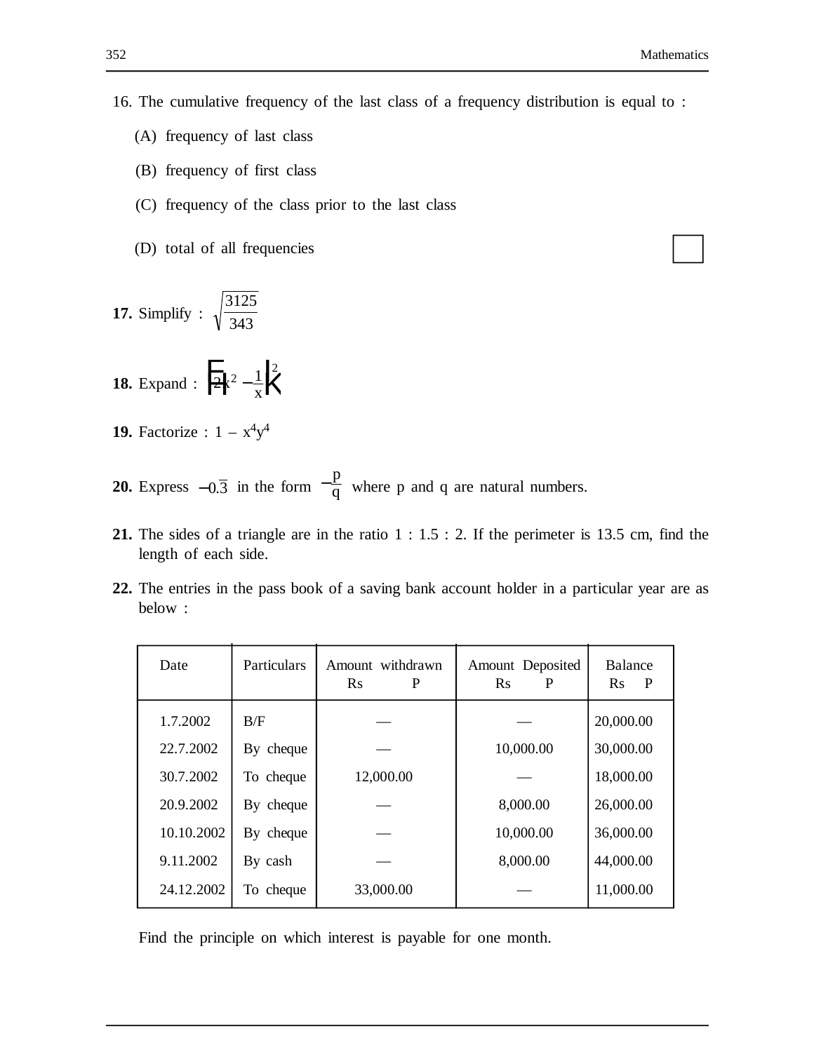16. The cumulative frequency of the last class of a frequency distribution is equal to :

   (A) frequency of last class

   (B) frequency of first class

   (C) frequency of the class prior to the last class

   (D) total of all frequencies

**17.** Simplify : $\sqrt{\dfrac{3125}{343}}$

**18.** Expand : $\left(2x^2 - \dfrac{1}{x}\right)^2$

**19.** Factorize : $1 - x^4y^4$

**20.** Express $-0.\overline{3}$ in the form $-\dfrac{p}{q}$ where p and q are natural numbers.

**21.** The sides of a triangle are in the ratio 1 : 1.5 : 2. If the perimeter is 13.5 cm, find the length of each side.

**22.** The entries in the pass book of a saving bank account holder in a particular year are as below :

| Date | Particulars | Amount withdrawn Rs P | Amount Deposited Rs P | Balance Rs P |
|---|---|---|---|---|
| 1.7.2002 | B/F | — | — | 20,000.00 |
| 22.7.2002 | By cheque | — | 10,000.00 | 30,000.00 |
| 30.7.2002 | To cheque | 12,000.00 | — | 18,000.00 |
| 20.9.2002 | By cheque | — | 8,000.00 | 26,000.00 |
| 10.10.2002 | By cheque | — | 10,000.00 | 36,000.00 |
| 9.11.2002 | By cash | — | 8,000.00 | 44,000.00 |
| 24.12.2002 | To cheque | 33,000.00 | — | 11,000.00 |

Find the principle on which interest is payable for one month.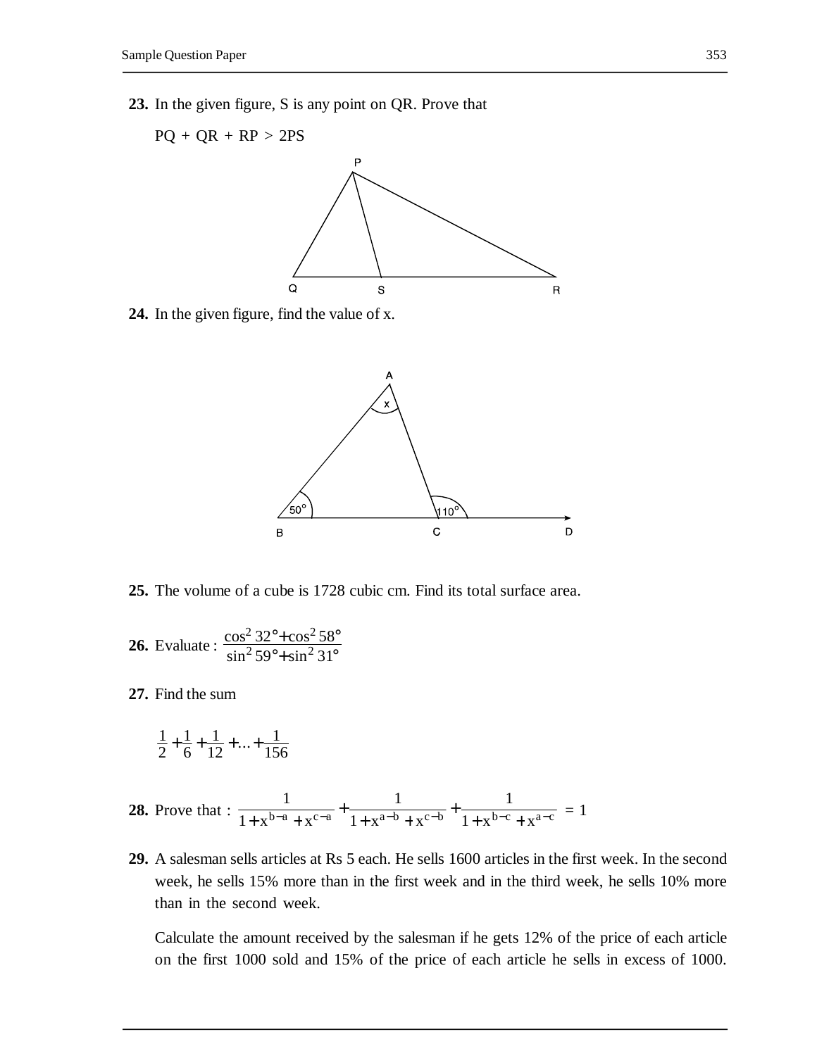**23.** In the given figure, S is any point on QR. Prove that

$PQ + QR + RP > 2PS$

**24.** In the given figure, find the value of x.

**25.** The volume of a cube is 1728 cubic cm. Find its total surface area.

**26.** Evaluate : $\dfrac{\cos^2 32° + \cos^2 58°}{\sin^2 59° + \sin^2 31°}$

**27.** Find the sum

$$\frac{1}{2} + \frac{1}{6} + \frac{1}{12} + ... + \frac{1}{156}$$

**28.** Prove that : $\dfrac{1}{1 + x^{b-a} + x^{c-a}} + \dfrac{1}{1 + x^{a-b} + x^{c-b}} + \dfrac{1}{1 + x^{b-c} + x^{a-c}} = 1$

**29.** A salesman sells articles at Rs 5 each. He sells 1600 articles in the first week. In the second week, he sells 15% more than in the first week and in the third week, he sells 10% more than in the second week.

Calculate the amount received by the salesman if he gets 12% of the price of each article on the first 1000 sold and 15% of the price of each article he sells in excess of 1000.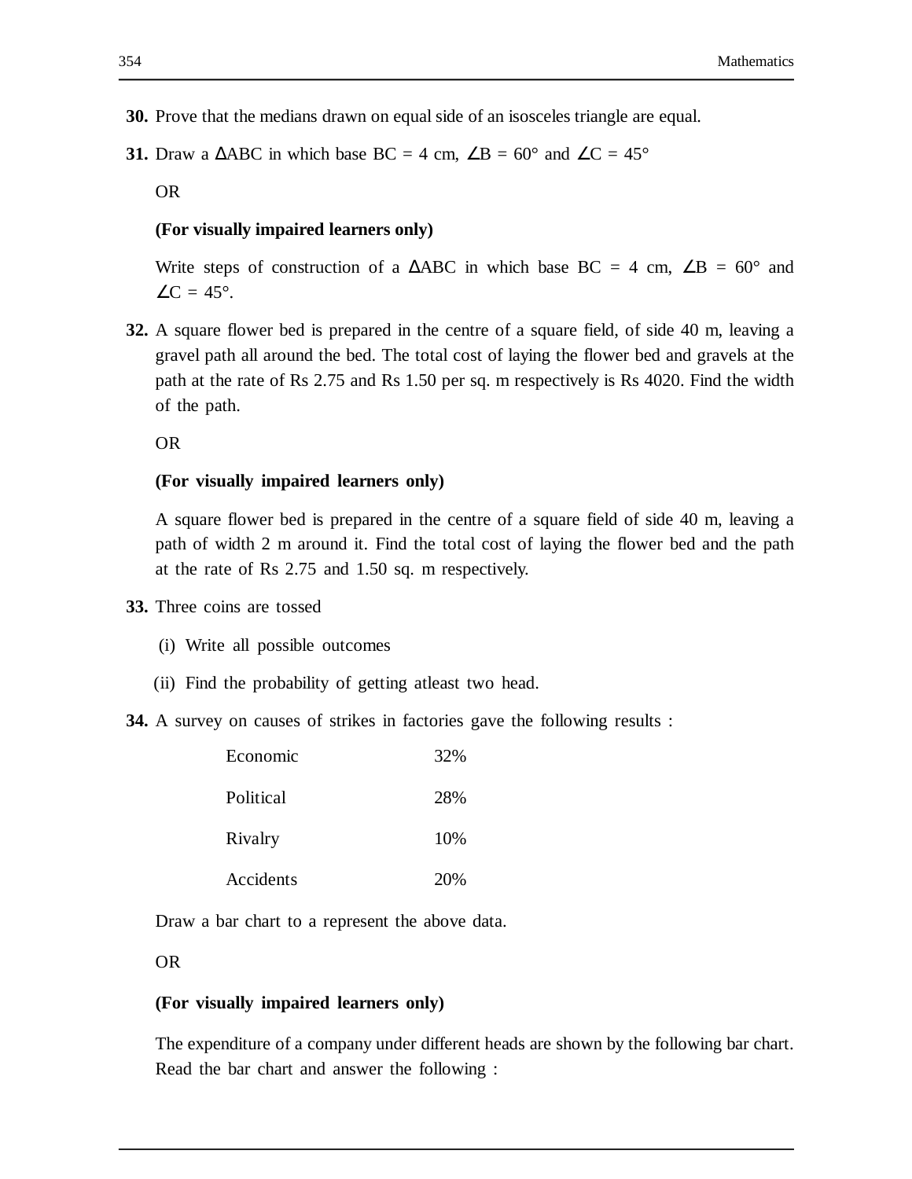**30.** Prove that the medians drawn on equal side of an isosceles triangle are equal.

**31.** Draw a $\Delta ABC$ in which base BC = 4 cm, $\angle B = 60°$ and $\angle C = 45°$

OR

**(For visually impaired learners only)**

Write steps of construction of a $\Delta ABC$ in which base BC = 4 cm, $\angle B = 60°$ and $\angle C = 45°$.

**32.** A square flower bed is prepared in the centre of a square field, of side 40 m, leaving a gravel path all around the bed. The total cost of laying the flower bed and gravels at the path at the rate of Rs 2.75 and Rs 1.50 per sq. m respectively is Rs 4020. Find the width of the path.

OR

**(For visually impaired learners only)**

A square flower bed is prepared in the centre of a square field of side 40 m, leaving a path of width 2 m around it. Find the total cost of laying the flower bed and the path at the rate of Rs 2.75 and 1.50 sq. m respectively.

**33.** Three coins are tossed

(i) Write all possible outcomes

(ii) Find the probability of getting atleast two head.

**34.** A survey on causes of strikes in factories gave the following results :

| | |
|---|---|
| Economic | 32% |
| Political | 28% |
| Rivalry | 10% |
| Accidents | 20% |

Draw a bar chart to a represent the above data.

OR

**(For visually impaired learners only)**

The expenditure of a company under different heads are shown by the following bar chart. Read the bar chart and answer the following :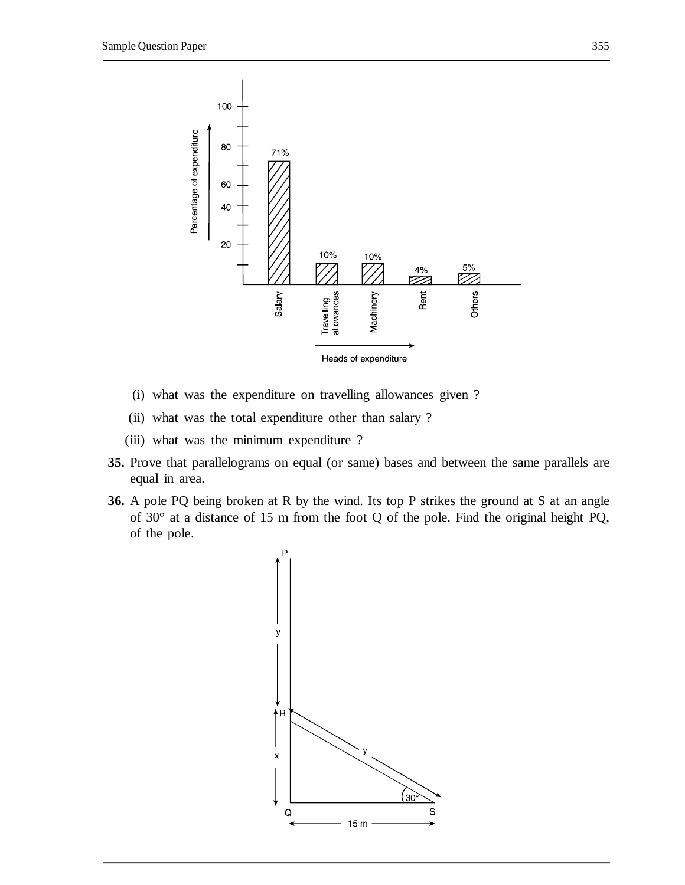(i) what was the expenditure on travelling allowances given ?

(ii) what was the total expenditure other than salary ?

(iii) what was the minimum expenditure ?

**35.** Prove that parallelograms on equal (or same) bases and between the same parallels are equal in area.

**36.** A pole PQ being broken at R by the wind. Its top P strikes the ground at S at an angle of 30° at a distance of 15 m from the foot Q of the pole. Find the original height PQ, of the pole.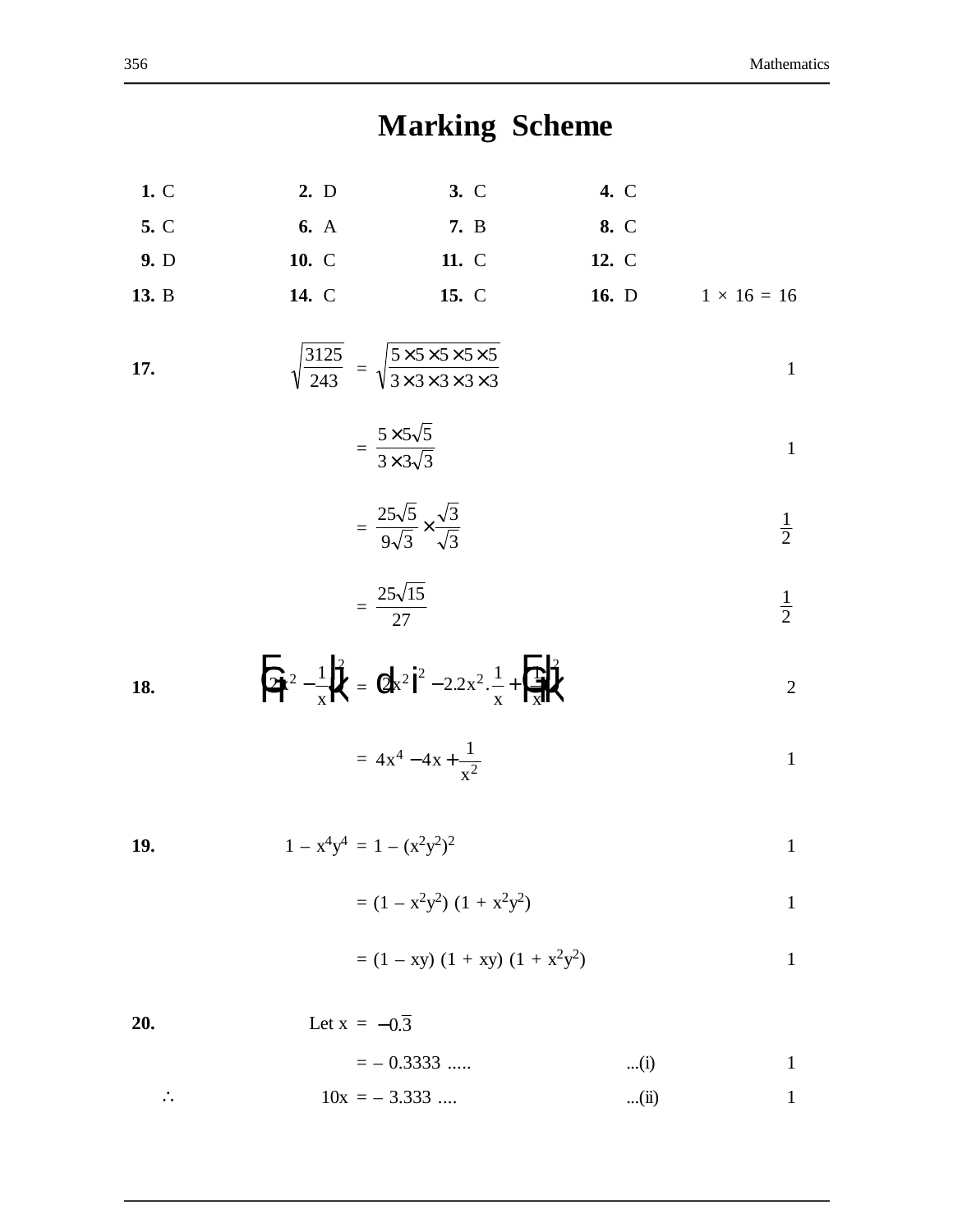# Marking Scheme

| | | | | |
|---|---|---|---|---|
| **1.** C | **2.** D | **3.** C | **4.** C | |
| **5.** C | **6.** A | **7.** B | **8.** C | |
| **9.** D | **10.** C | **11.** C | **12.** C | |
| **13.** B | **14.** C | **15.** C | **16.** D | $1 \times 16 = 16$ |

**17.**

$$\sqrt{\frac{3125}{243}} = \sqrt{\frac{5\times5\times5\times5\times5}{3\times3\times3\times3\times3}} \qquad 1$$

$$= \frac{5\times5\sqrt{5}}{3\times3\sqrt{3}} \qquad 1$$

$$= \frac{25\sqrt{5}}{9\sqrt{3}} \times \frac{\sqrt{3}}{\sqrt{3}} \qquad \frac{1}{2}$$

$$= \frac{25\sqrt{15}}{27} \qquad \frac{1}{2}$$

**18.**

$$\left(2x^2 - \frac{1}{x}\right)^2 = \left(2x^2\right)^2 - 2.2x^2.\frac{1}{x} + \left(\frac{1}{x}\right)^2 \qquad 2$$

$$= 4x^4 - 4x + \frac{1}{x^2} \qquad 1$$

**19.**

$$1 - x^4y^4 = 1 - (x^2y^2)^2 \qquad 1$$

$$= (1 - x^2y^2)(1 + x^2y^2) \qquad 1$$

$$= (1 - xy)(1 + xy)(1 + x^2y^2) \qquad 1$$

**20.**

Let $x = -0.\overline{3}$

$= -0.3333 \ldots\ldots$ ...(i) 1

$\therefore$ $10x = -3.333 \ldots.$ ...(ii) 1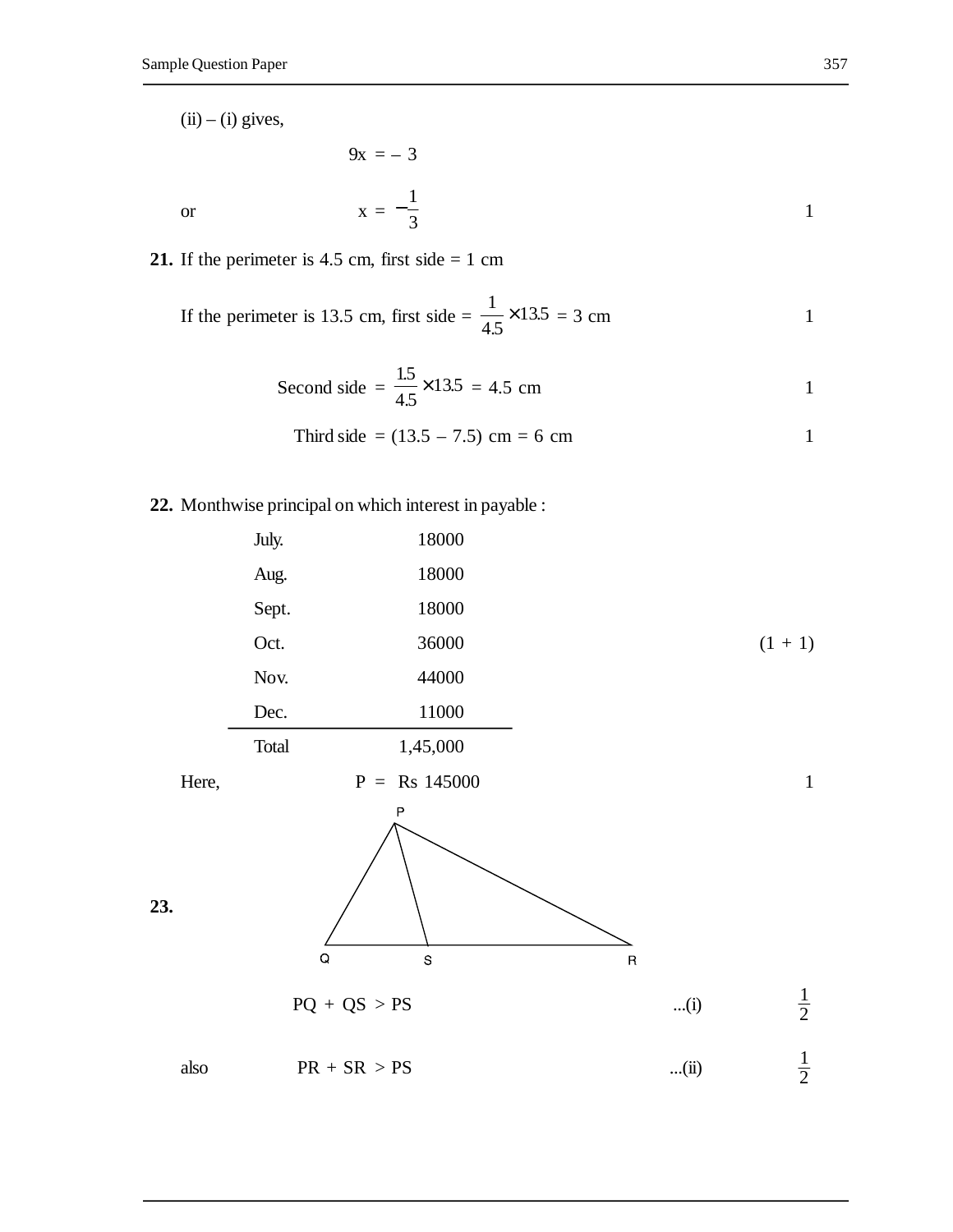(ii) – (i) gives,

$$9x = -3$$

or $$x = -\frac{1}{3}$$ 1

**21.** If the perimeter is 4.5 cm, first side = 1 cm

If the perimeter is 13.5 cm, first side = $\frac{1}{4.5} \times 13.5$ = 3 cm 1

Second side = $\frac{1.5}{4.5} \times 13.5$ = 4.5 cm 1

Third side = (13.5 – 7.5) cm = 6 cm 1

**22.** Monthwise principal on which interest in payable :

| | |
|---|---|
| July. | 18000 |
| Aug. | 18000 |
| Sept. | 18000 |
| Oct. | 36000 |
| Nov. | 44000 |
| Dec. | 11000 |
| Total | 1,45,000 |

(1 + 1)

Here, P = Rs 145000 1

**23.**

PQ + QS > PS ...(i) $\frac{1}{2}$

also PR + SR > PS ...(ii) $\frac{1}{2}$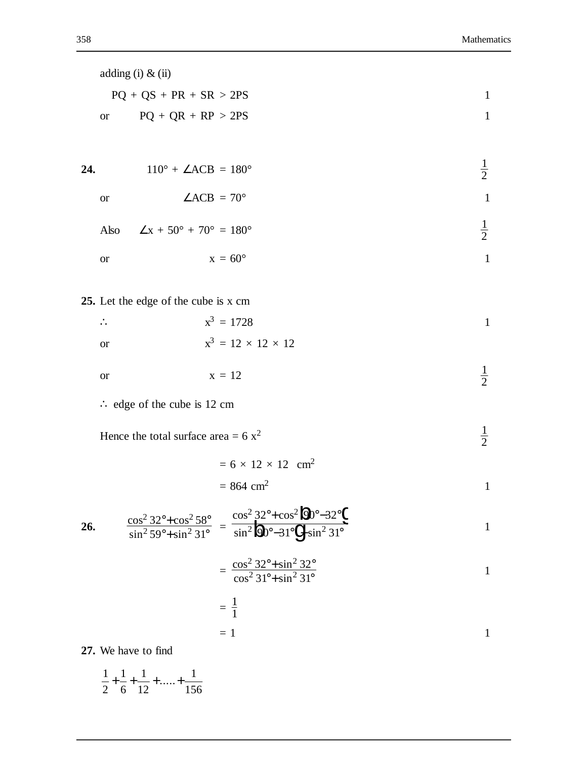adding (i) & (ii)

$PQ + QS + PR + SR > 2PS$ 1

or $PQ + QR + RP > 2PS$ 1

**24.** $110° + \angle ACB = 180°$ $\frac{1}{2}$

or $\angle ACB = 70°$ 1

Also $\angle x + 50° + 70° = 180°$ $\frac{1}{2}$

or $x = 60°$ 1

**25.** Let the edge of the cube is x cm

$\therefore$ $x^3 = 1728$ 1

or $x^3 = 12 \times 12 \times 12$

or $x = 12$ $\frac{1}{2}$

$\therefore$ edge of the cube is 12 cm

Hence the total surface area $= 6\,x^2$ $\frac{1}{2}$

$= 6 \times 12 \times 12 \ \text{cm}^2$

$= 864 \text{ cm}^2$ 1

**26.** $\dfrac{\cos^2 32° + \cos^2 58°}{\sin^2 59° + \sin^2 31°} = \dfrac{\cos^2 32° + \cos^2 (90° - 32°)}{\sin^2 (90° - 31°) + \sin^2 31°}$ 1

$= \dfrac{\cos^2 32° + \sin^2 32°}{\cos^2 31° + \sin^2 31°}$ 1

$= \dfrac{1}{1}$

$= 1$ 1

**27.** We have to find

$\dfrac{1}{2} + \dfrac{1}{6} + \dfrac{1}{12} + \ldots\ldots + \dfrac{1}{156}$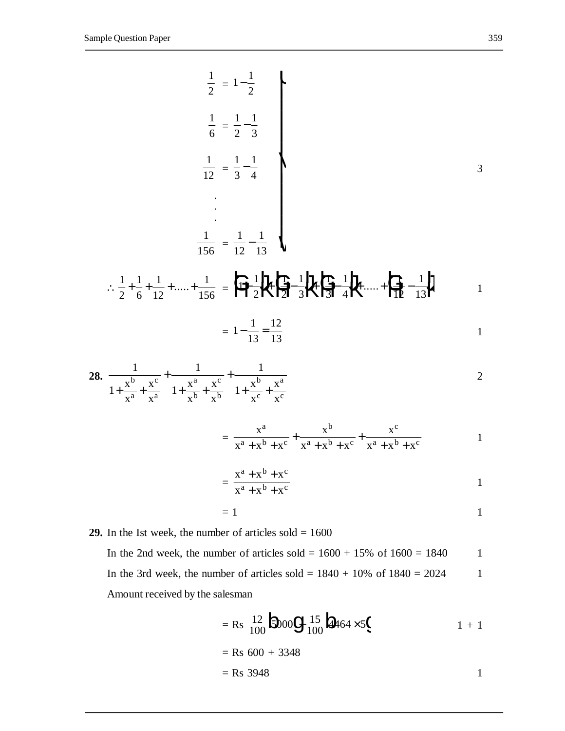$$\left.\begin{aligned}
\frac{1}{2} &= 1-\frac{1}{2} \\
\frac{1}{6} &= \frac{1}{2}-\frac{1}{3} \\
\frac{1}{12} &= \frac{1}{3}-\frac{1}{4} \\
&\vdots \\
\frac{1}{156} &= \frac{1}{12}-\frac{1}{13}
\end{aligned}\right\}$$

3

$$\therefore \frac{1}{2}+\frac{1}{6}+\frac{1}{12}+.....+\frac{1}{156} = \left(1-\frac{1}{2}\right)+\left(\frac{1}{2}-\frac{1}{3}\right)+\left(\frac{1}{3}-\frac{1}{4}\right)+.....+\left(\frac{1}{12}-\frac{1}{13}\right)$$

1

$$= 1-\frac{1}{13} = \frac{12}{13}$$

1

**28.** $$\frac{1}{1+\frac{x^b}{x^a}+\frac{x^c}{x^a}}+\frac{1}{1+\frac{x^a}{x^b}+\frac{x^c}{x^b}}+\frac{1}{1+\frac{x^b}{x^c}+\frac{x^a}{x^c}}$$

2

$$= \frac{x^a}{x^a+x^b+x^c}+\frac{x^b}{x^a+x^b+x^c}+\frac{x^c}{x^a+x^b+x^c}$$

1

$$= \frac{x^a+x^b+x^c}{x^a+x^b+x^c}$$

1

$$= 1$$

1

**29.** In the Ist week, the number of articles sold = 1600

In the 2nd week, the number of articles sold = 1600 + 15% of 1600 = 1840 1

In the 3rd week, the number of articles sold = 1840 + 10% of 1840 = 2024 1

Amount received by the salesman

$$= \text{Rs } \frac{12}{100}(5000)+\frac{15}{100}(4464\times 5)$$

1 + 1

$$= \text{Rs } 600 + 3348$$

$$= \text{Rs } 3948$$

1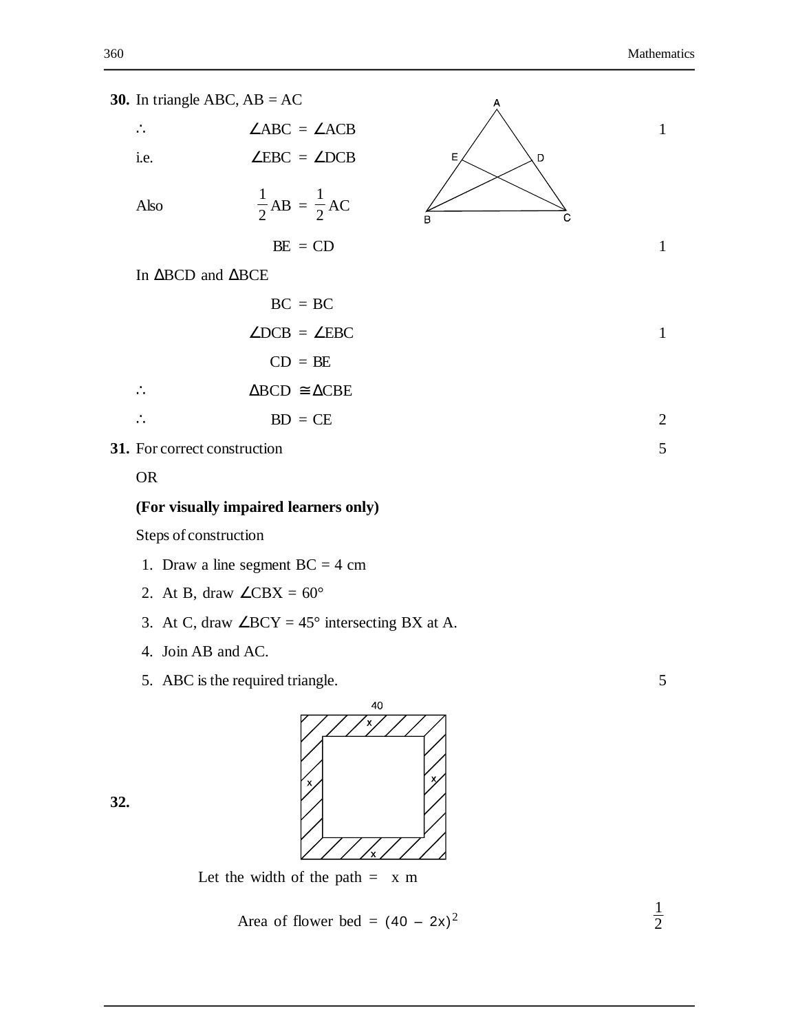**30.** In triangle ABC, AB = AC

$\therefore \quad \angle ABC = \angle ACB$ &nbsp;&nbsp;&nbsp;&nbsp; 1

i.e. $\quad \angle EBC = \angle DCB$

Also $\quad \frac{1}{2}AB = \frac{1}{2}AC$

$BE = CD$ &nbsp;&nbsp;&nbsp;&nbsp; 1

In $\Delta BCD$ and $\Delta BCE$

$BC = BC$

$\angle DCB = \angle EBC$ &nbsp;&nbsp;&nbsp;&nbsp; 1

$CD = BE$

$\therefore \quad \Delta BCD \cong \Delta CBE$

$\therefore \quad BD = CE$ &nbsp;&nbsp;&nbsp;&nbsp; 2

**31.** For correct construction &nbsp;&nbsp;&nbsp;&nbsp; 5

OR

**(For visually impaired learners only)**

Steps of construction

1. Draw a line segment BC = 4 cm
2. At B, draw $\angle CBX = 60°$
3. At C, draw $\angle BCY = 45°$ intersecting BX at A.
4. Join AB and AC.
5. ABC is the required triangle. &nbsp;&nbsp;&nbsp;&nbsp; 5

**32.**

Let the width of the path = x m

Area of flower bed = $(40 - 2x)^2$ &nbsp;&nbsp;&nbsp;&nbsp; $\frac{1}{2}$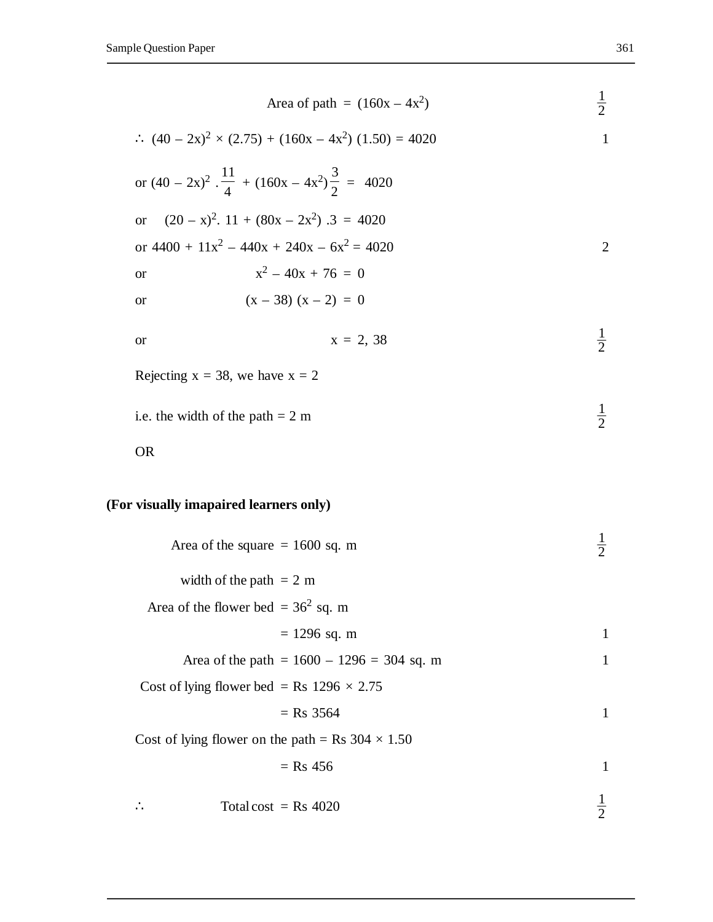$$\text{Area of path} = (160x - 4x^2) \qquad \tfrac{1}{2}$$

$\therefore\ (40 - 2x)^2 \times (2.75) + (160x - 4x^2)(1.50) = 4020$ $\quad 1$

or $(40 - 2x)^2 \cdot \dfrac{11}{4} + (160x - 4x^2)\dfrac{3}{2} = 4020$

or $\quad (20 - x)^2 . 11 + (80x - 2x^2) .3 = 4020$

or $4400 + 11x^2 - 440x + 240x - 6x^2 = 4020$ $\quad 2$

or $\quad x^2 - 40x + 76 = 0$

or $\quad (x - 38)(x - 2) = 0$

or $\quad x = 2, 38$ $\quad \tfrac{1}{2}$

Rejecting $x = 38$, we have $x = 2$

i.e. the width of the path = 2 m $\quad \tfrac{1}{2}$

OR

**(For visually imapaired learners only)**

Area of the square = 1600 sq. m $\quad \tfrac{1}{2}$

width of the path = 2 m

Area of the flower bed = $36^2$ sq. m

= 1296 sq. m $\quad 1$

Area of the path = 1600 – 1296 = 304 sq. m $\quad 1$

Cost of lying flower bed = Rs 1296 × 2.75

= Rs 3564 $\quad 1$

Cost of lying flower on the path = Rs 304 × 1.50

= Rs 456 $\quad 1$

$\therefore$ Total cost = Rs 4020 $\quad \tfrac{1}{2}$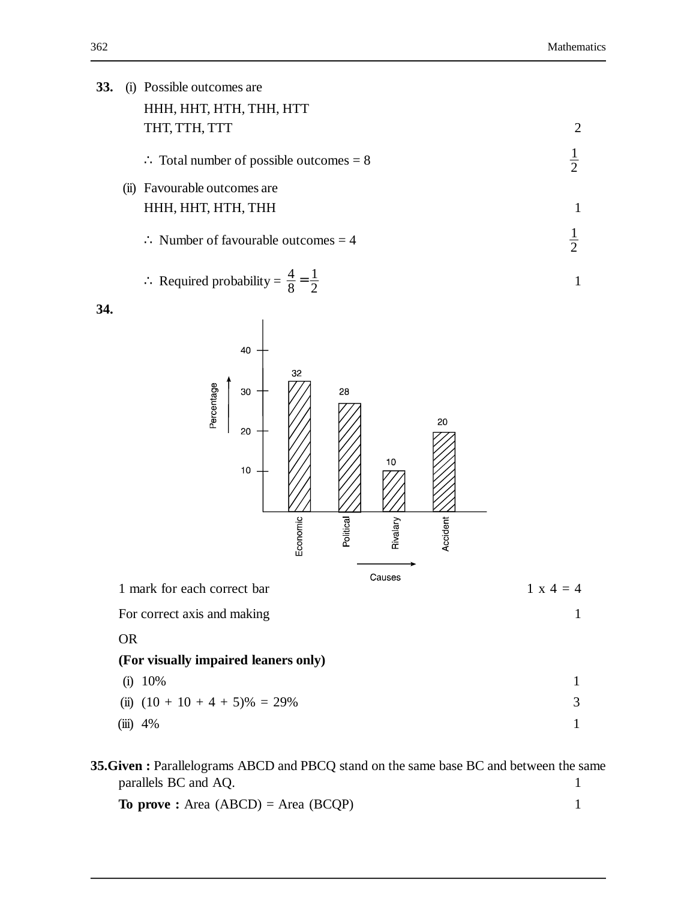**33.** (i) Possible outcomes are

HHH, HHT, HTH, THH, HTT

THT, TTH, TTT — 2

$\therefore$ Total number of possible outcomes = 8 — $\frac{1}{2}$

(ii) Favourable outcomes are

HHH, HHT, HTH, THH — 1

$\therefore$ Number of favourable outcomes = 4 — $\frac{1}{2}$

$\therefore$ Required probability = $\frac{4}{8} = \frac{1}{2}$ — 1

**34.**

1 mark for each correct bar — 1 x 4 = 4

For correct axis and making — 1

OR

**(For visually impaired leaners only)**

(i) 10% — 1

(ii) (10 + 10 + 4 + 5)% = 29% — 3

(iii) 4% — 1

**35. Given :** Parallelograms ABCD and PBCQ stand on the same base BC and between the same parallels BC and AQ. — 1

**To prove :** Area (ABCD) = Area (BCQP) — 1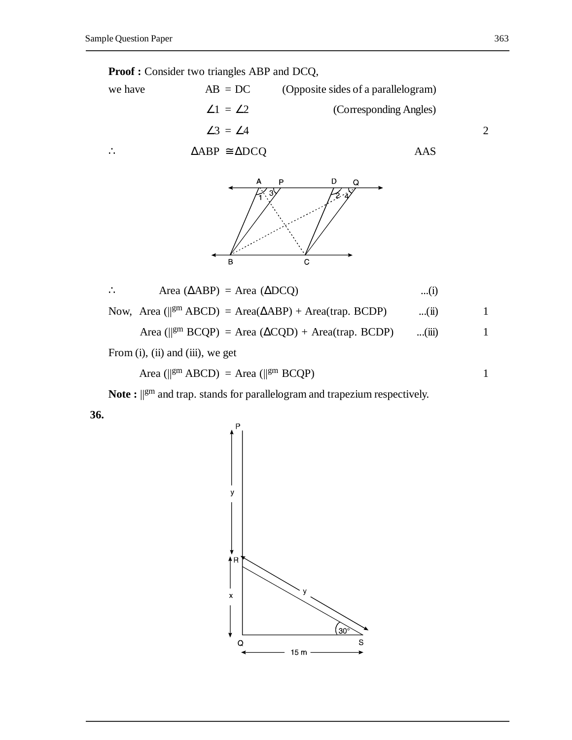**Proof :** Consider two triangles ABP and DCQ,

we have AB = DC (Opposite sides of a parallelogram)

$\angle 1 = \angle 2$ (Corresponding Angles)

$\angle 3 = \angle 4$ 2

$\therefore \Delta ABP \cong \Delta DCQ$ AAS

$\therefore$ Area ($\Delta$ABP) = Area ($\Delta$DCQ) ...(i)

Now, Area ($||^{gm}$ ABCD) = Area($\Delta$ABP) + Area(trap. BCDP) ...(ii) 1

Area ($||^{gm}$ BCQP) = Area ($\Delta$CQD) + Area(trap. BCDP) ...(iii) 1

From (i), (ii) and (iii), we get

Area ($||^{gm}$ ABCD) = Area ($||^{gm}$ BCQP) 1

**Note :** $||^{gm}$ and trap. stands for parallelogram and trapezium respectively.

**36.**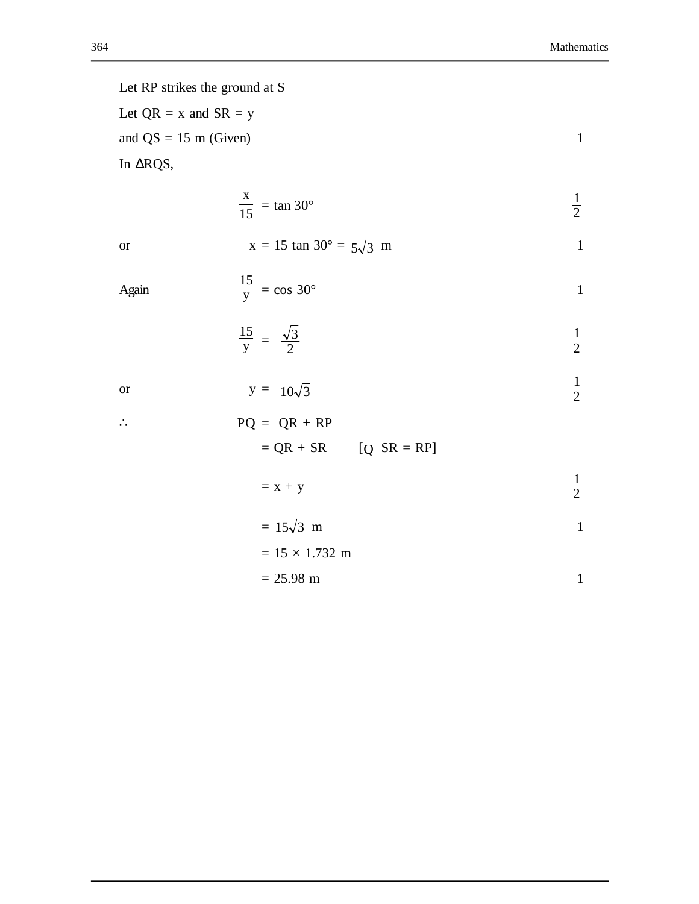Let RP strikes the ground at S

Let QR = x and SR = y

and QS = 15 m (Given) 1

In ΔRQS,

$$\frac{x}{15} = \tan 30° \qquad \frac{1}{2}$$

or $x = 15 \tan 30° = 5\sqrt{3}$ m 1

Again $\frac{15}{y} = \cos 30°$ 1

$$\frac{15}{y} = \frac{\sqrt{3}}{2} \qquad \frac{1}{2}$$

or $y = 10\sqrt{3}$ $\frac{1}{2}$

∴ PQ = QR + RP

= QR + SR [∵ SR = RP]

= x + y $\frac{1}{2}$

= $15\sqrt{3}$ m 1

= 15 × 1.732 m

= 25.98 m 1